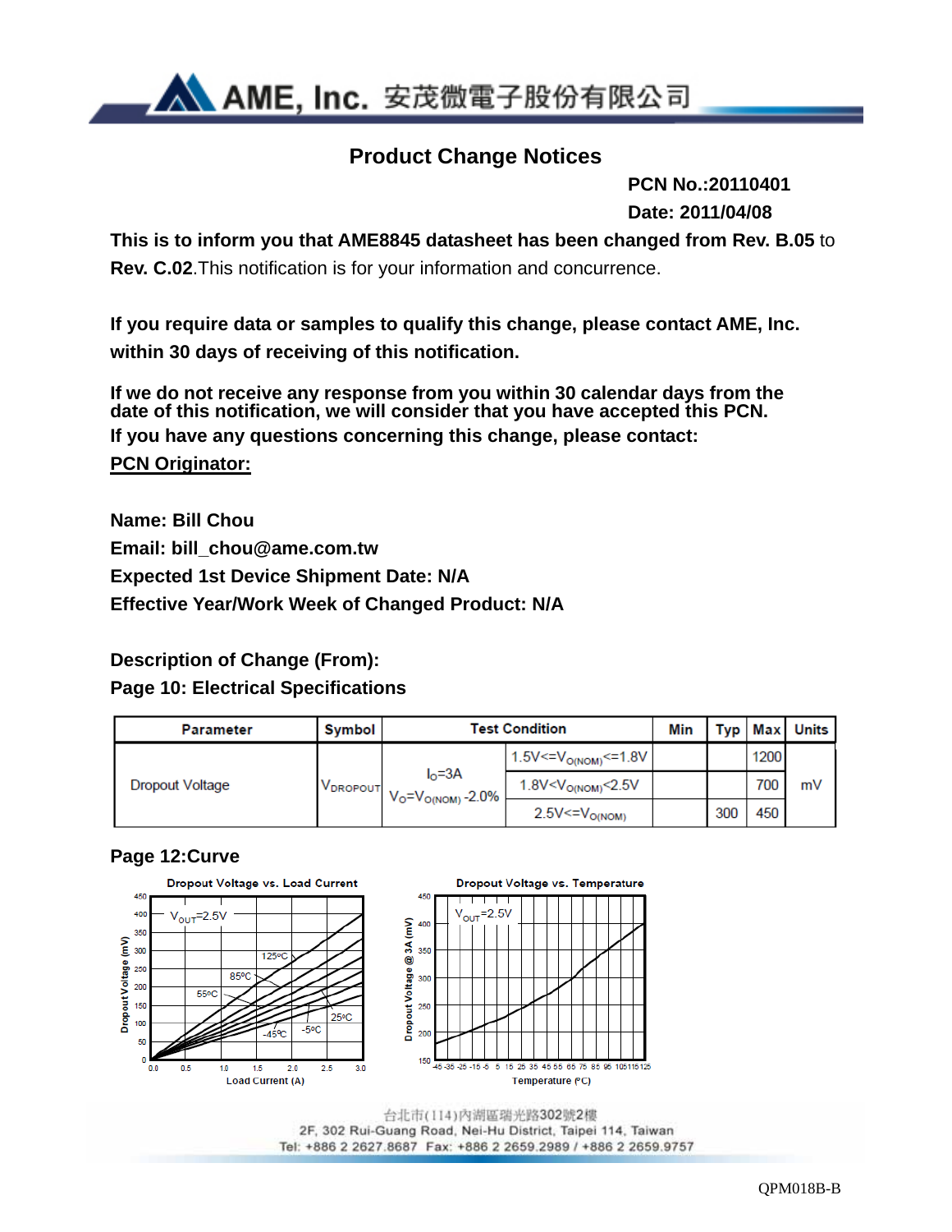# Product Change Notices

**PCN No.:20110401**

**Date: 2011/04/08**

**This is to inform you that AME8845 datasheet has been changed from Rev. B.05** to **Rev. C.02**.This notification is for your information and concurrence.

**If you require data or samples to qualify this change, please contact AME, Inc. within 30 days of receiving of this notification.**

**If we do not receive any response from you within 30 calendar days from the date of this notification, we will consider that you have accepted this PCN.**
**If you have any questions concerning this change, please contact:**

**PCN Originator:**

**Name: Bill Chou**
**Email: bill_chou@ame.com.tw**
**Expected 1st Device Shipment Date: N/A**
**Effective Year/Work Week of Changed Product: N/A**

**Description of Change (From):**

**Page 10: Electrical Specifications**

| Parameter | Symbol | Test Condition | | Min | Typ | Max | Units |
|---|---|---|---|---|---|---|---|
| Dropout Voltage | $V_{DROPOUT}$ | $I_O$=3A $V_O$=$V_{O(NOM)}$ -2.0% | 1.5V<=$V_{O(NOM)}$<=1.8V | | | 1200 | mV |
| | | | 1.8V<$V_{O(NOM)}$<2.5V | | | 700 | |
| | | | 2.5V<=$V_{O(NOM)}$ | | 300 | 450 | |

**Page 12:Curve**

Dropout Voltage vs. Load Current

Dropout Voltage vs. Temperature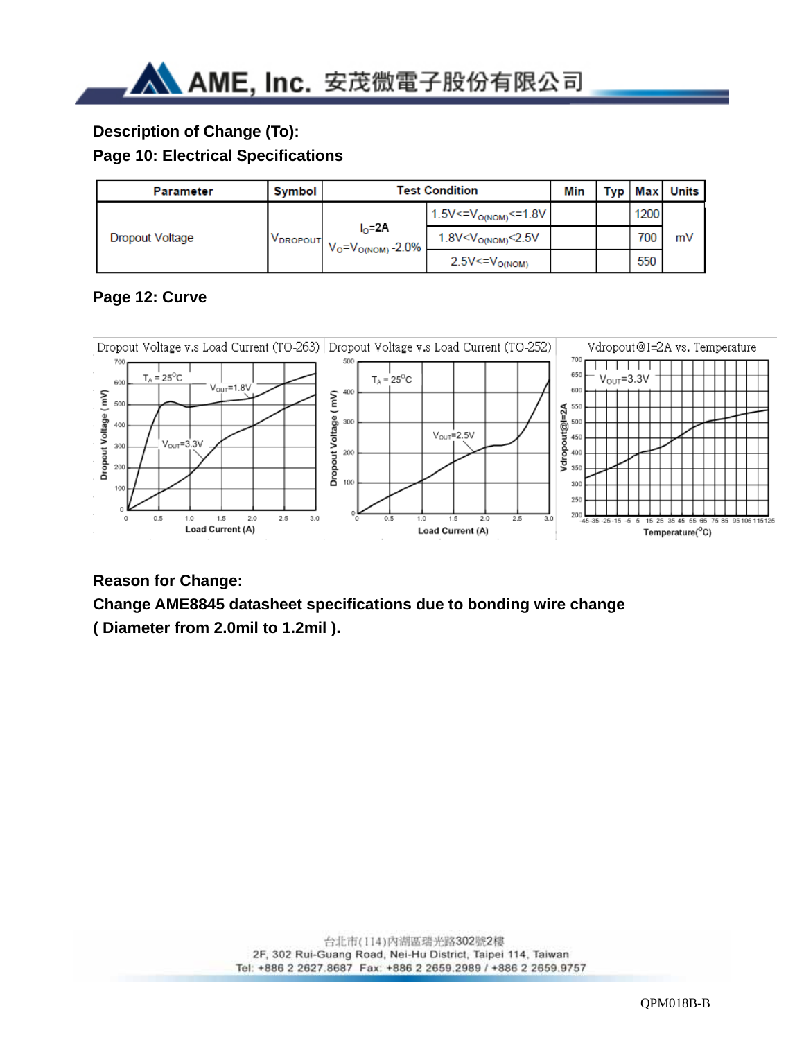**Description of Change (To):**

**Page 10: Electrical Specifications**

| Parameter | Symbol | Test Condition | | Min | Typ | Max | Units |
|---|---|---|---|---|---|---|---|
| Dropout Voltage | $V_{DROPOUT}$ | $I_O$=2A $V_O=V_{O(NOM)}$ -2.0% | $1.5V<=V_{O(NOM)}<=1.8V$ | | | 1200 | mV |
| | | | $1.8V<V_{O(NOM)}<2.5V$ | | | 700 | |
| | | | $2.5V<=V_{O(NOM)}$ | | | 550 | |

**Page 12: Curve**

Dropout Voltage v.s Load Current (TO-263)

Dropout Voltage v.s Load Current (TO-252)

Vdropout@I=2A vs. Temperature

**Reason for Change:**

**Change AME8845 datasheet specifications due to bonding wire change ( Diameter from 2.0mil to 1.2mil ).**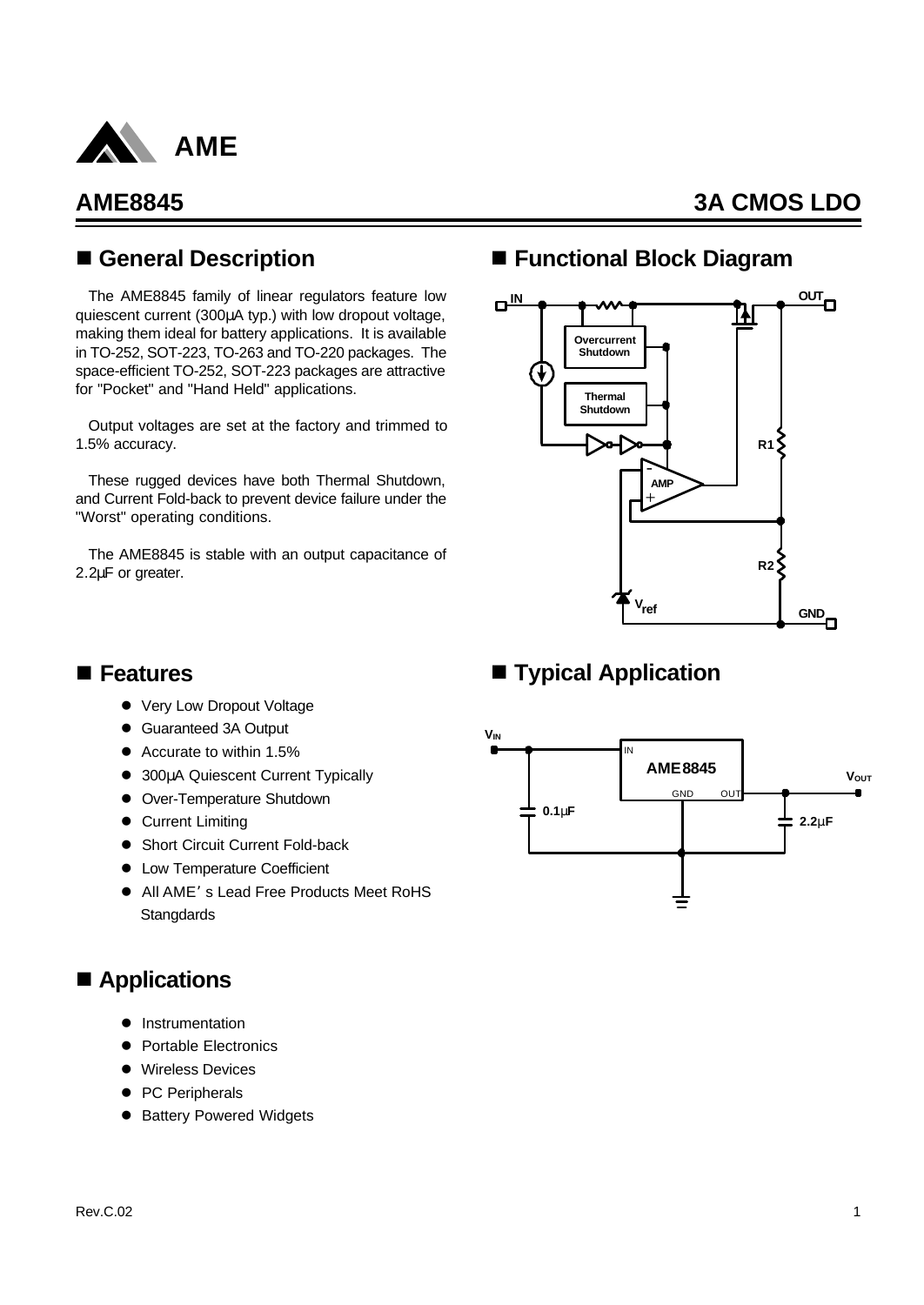AME

# AME8845 — 3A CMOS LDO

## ■ General Description

The AME8845 family of linear regulators feature low quiescent current (300µA typ.) with low dropout voltage, making them ideal for battery applications. It is available in TO-252, SOT-223, TO-263 and TO-220 packages. The space-efficient TO-252, SOT-223 packages are attractive for "Pocket" and "Hand Held" applications.

Output voltages are set at the factory and trimmed to 1.5% accuracy.

These rugged devices have both Thermal Shutdown, and Current Fold-back to prevent device failure under the "Worst" operating conditions.

The AME8845 is stable with an output capacitance of 2.2µF or greater.

## ■ Functional Block Diagram

## ■ Features

- Very Low Dropout Voltage
- Guaranteed 3A Output
- Accurate to within 1.5%
- 300µA Quiescent Current Typically
- Over-Temperature Shutdown
- Current Limiting
- Short Circuit Current Fold-back
- Low Temperature Coefficient
- All AME's Lead Free Products Meet RoHS Stangdards

## ■ Typical Application

## ■ Applications

- Instrumentation
- Portable Electronics
- Wireless Devices
- PC Peripherals
- Battery Powered Widgets

Rev.C.02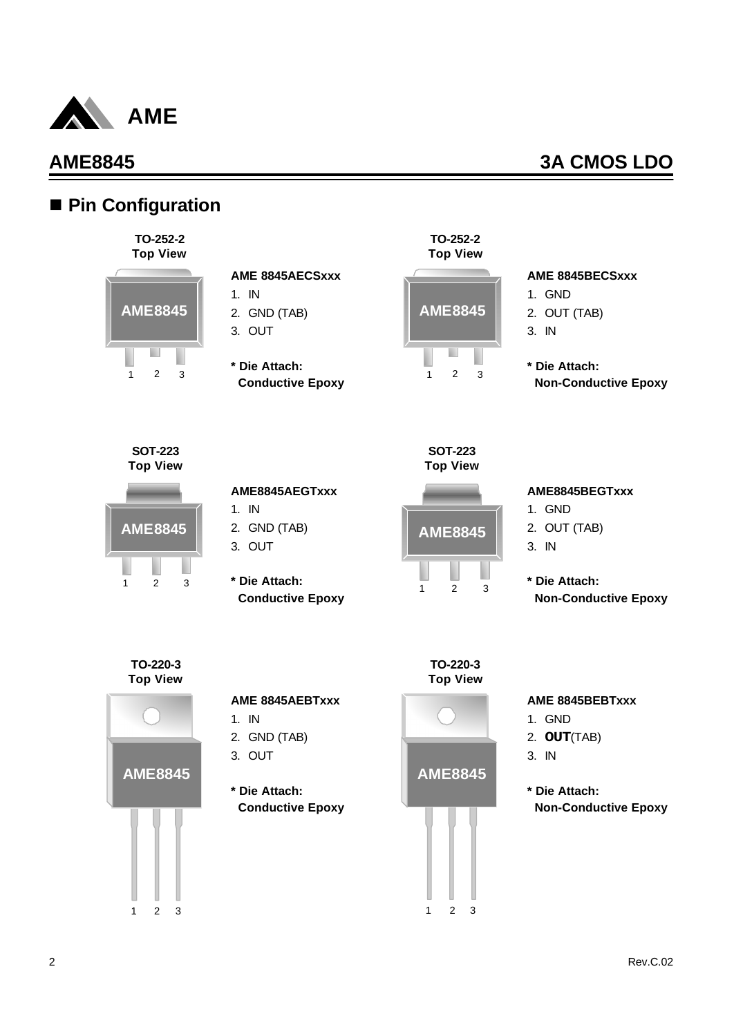## Pin Configuration

**TO-252-2**
**Top View**

AME8845

1 2 3

**AME 8845AECSxxx**

1. IN
2. GND (TAB)
3. OUT

**\* Die Attach:**
**Conductive Epoxy**

**TO-252-2**
**Top View**

AME8845

1 2 3

**AME 8845BECSxxx**

1. GND
2. OUT (TAB)
3. IN

**\* Die Attach:**
**Non-Conductive Epoxy**

**SOT-223**
**Top View**

AME8845

1 2 3

**AME8845AEGTxxx**

1. IN
2. GND (TAB)
3. OUT

**\* Die Attach:**
**Conductive Epoxy**

**SOT-223**
**Top View**

AME8845

1 2 3

**AME8845BEGTxxx**

1. GND
2. OUT (TAB)
3. IN

**\* Die Attach:**
**Non-Conductive Epoxy**

**TO-220-3**
**Top View**

AME8845

1 2 3

**AME 8845AEBTxxx**

1. IN
2. GND (TAB)
3. OUT

**\* Die Attach:**
**Conductive Epoxy**

**TO-220-3**
**Top View**

AME8845

1 2 3

**AME 8845BEBTxxx**

1. GND
2. **OUT**(TAB)
3. IN

**\* Die Attach:**
**Non-Conductive Epoxy**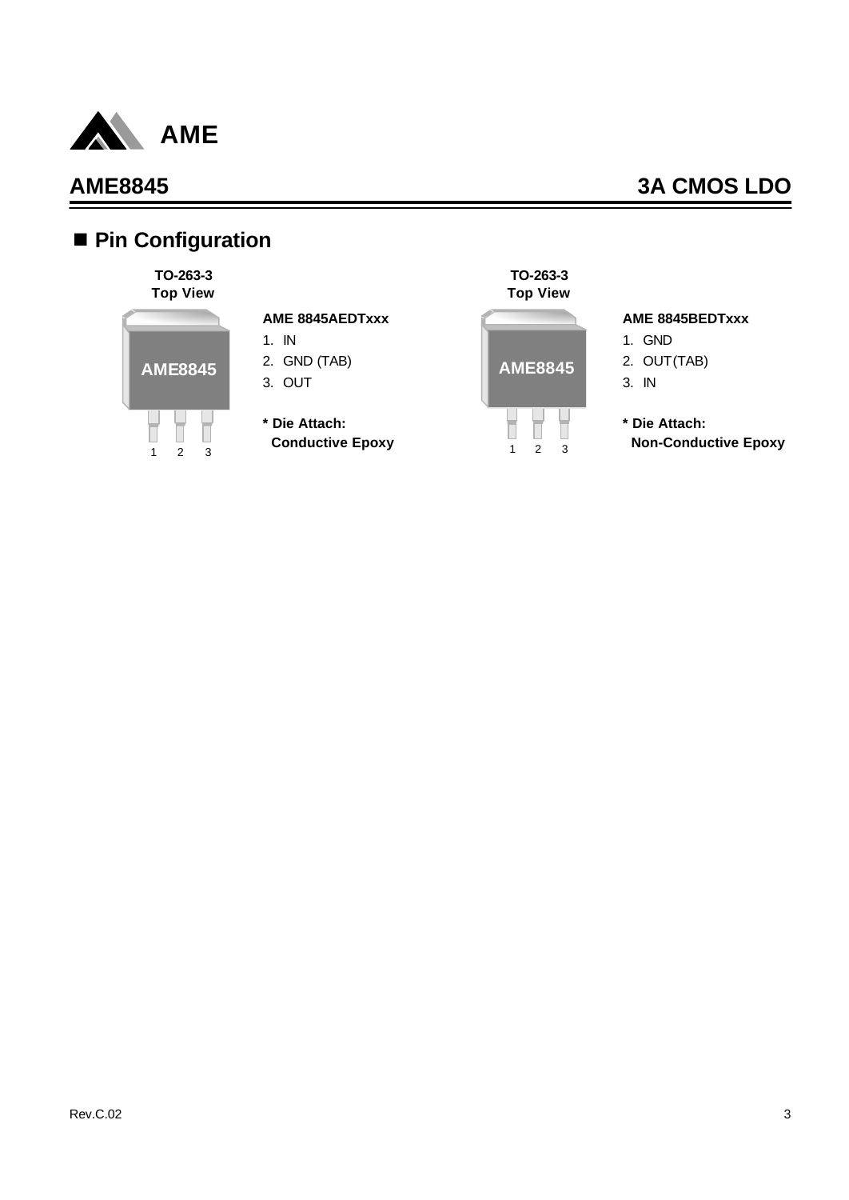## ■ Pin Configuration

**TO-263-3**
**Top View**

**AME 8845AEDTxxx**

1. IN
2. GND (TAB)
3. OUT

**\* Die Attach:**
**Conductive Epoxy**

**TO-263-3**
**Top View**

**AME 8845BEDTxxx**

1. GND
2. OUT(TAB)
3. IN

**\* Die Attach:**
**Non-Conductive Epoxy**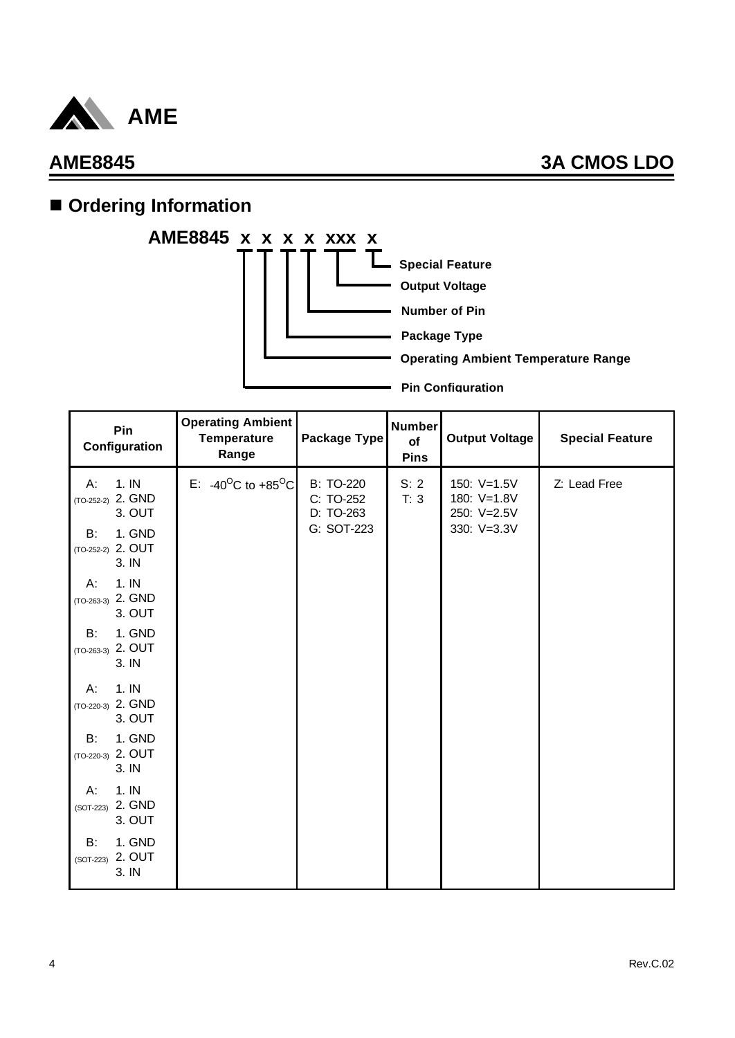## Ordering Information

**AME8845 x x x x xxx x**

- x — Pin Configuration
- x — Operating Ambient Temperature Range
- x — Package Type
- x — Number of Pin
- xxx — Output Voltage
- x — Special Feature

| Pin Configuration | Operating Ambient Temperature Range | Package Type | Number of Pins | Output Voltage | Special Feature |
|---|---|---|---|---|---|
| A: (TO-252-2) 1. IN 2. GND 3. OUT<br>B: (TO-252-2) 1. GND 2. OUT 3. IN<br>A: (TO-263-3) 1. IN 2. GND 3. OUT<br>B: (TO-263-3) 1. GND 2. OUT 3. IN<br>A: (TO-220-3) 1. IN 2. GND 3. OUT<br>B: (TO-220-3) 1. GND 2. OUT 3. IN<br>A: (SOT-223) 1. IN 2. GND 3. OUT<br>B: (SOT-223) 1. GND 2. OUT 3. IN | E: $-40^{O}C$ to $+85^{O}C$ | B: TO-220<br>C: TO-252<br>D: TO-263<br>G: SOT-223 | S: 2<br>T: 3 | 150: V=1.5V<br>180: V=1.8V<br>250: V=2.5V<br>330: V=3.3V | Z: Lead Free |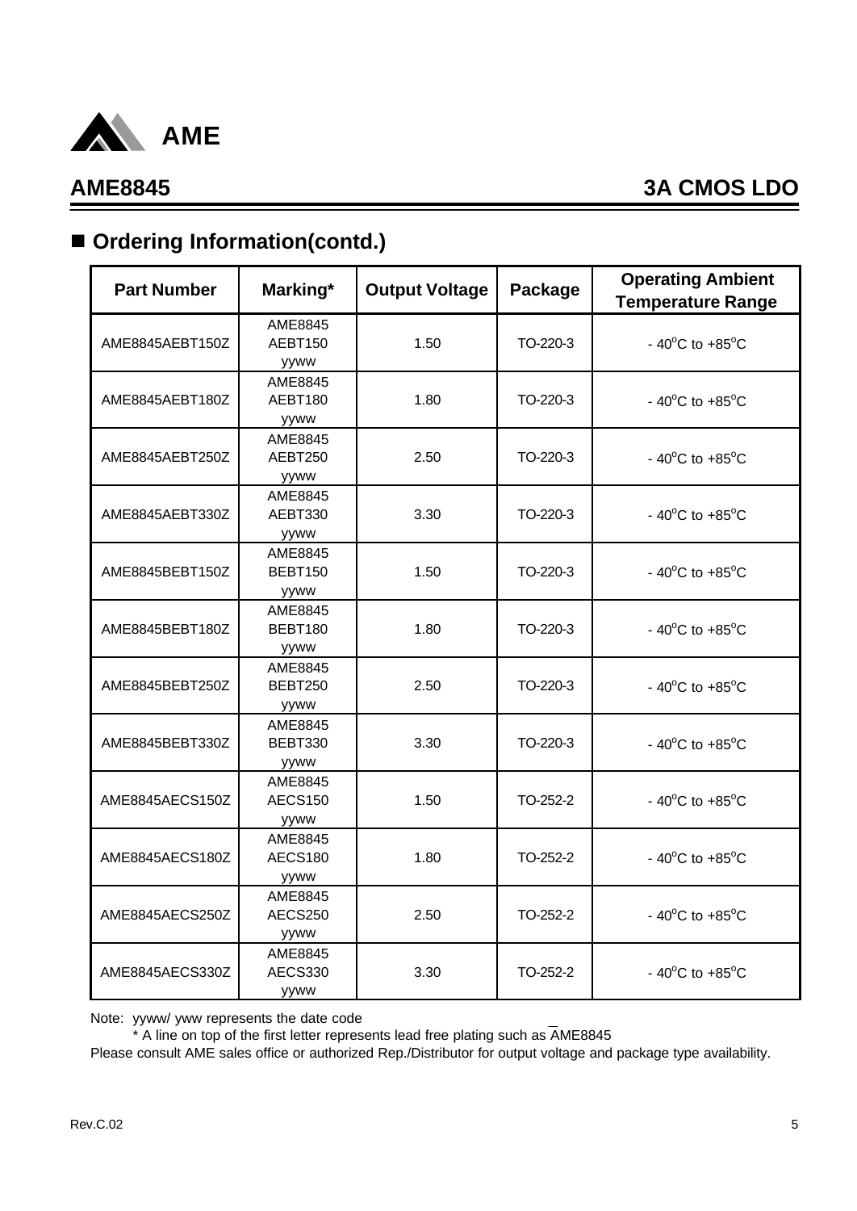## AME8845 3A CMOS LDO

## ■ Ordering Information(contd.)

| Part Number | Marking* | Output Voltage | Package | Operating Ambient Temperature Range |
|---|---|---|---|---|
| AME8845AEBT150Z | AME8845 AEBT150 yyww | 1.50 | TO-220-3 | - 40$^o$C to +85$^o$C |
| AME8845AEBT180Z | AME8845 AEBT180 yyww | 1.80 | TO-220-3 | - 40$^o$C to +85$^o$C |
| AME8845AEBT250Z | AME8845 AEBT250 yyww | 2.50 | TO-220-3 | - 40$^o$C to +85$^o$C |
| AME8845AEBT330Z | AME8845 AEBT330 yyww | 3.30 | TO-220-3 | - 40$^o$C to +85$^o$C |
| AME8845BEBT150Z | AME8845 BEBT150 yyww | 1.50 | TO-220-3 | - 40$^o$C to +85$^o$C |
| AME8845BEBT180Z | AME8845 BEBT180 yyww | 1.80 | TO-220-3 | - 40$^o$C to +85$^o$C |
| AME8845BEBT250Z | AME8845 BEBT250 yyww | 2.50 | TO-220-3 | - 40$^o$C to +85$^o$C |
| AME8845BEBT330Z | AME8845 BEBT330 yyww | 3.30 | TO-220-3 | - 40$^o$C to +85$^o$C |
| AME8845AECS150Z | AME8845 AECS150 yyww | 1.50 | TO-252-2 | - 40$^o$C to +85$^o$C |
| AME8845AECS180Z | AME8845 AECS180 yyww | 1.80 | TO-252-2 | - 40$^o$C to +85$^o$C |
| AME8845AECS250Z | AME8845 AECS250 yyww | 2.50 | TO-252-2 | - 40$^o$C to +85$^o$C |
| AME8845AECS330Z | AME8845 AECS330 yyww | 3.30 | TO-252-2 | - 40$^o$C to +85$^o$C |

Note: yyww/ yww represents the date code

\* A line on top of the first letter represents lead free plating such as $\bar{A}$ME8845

Please consult AME sales office or authorized Rep./Distributor for output voltage and package type availability.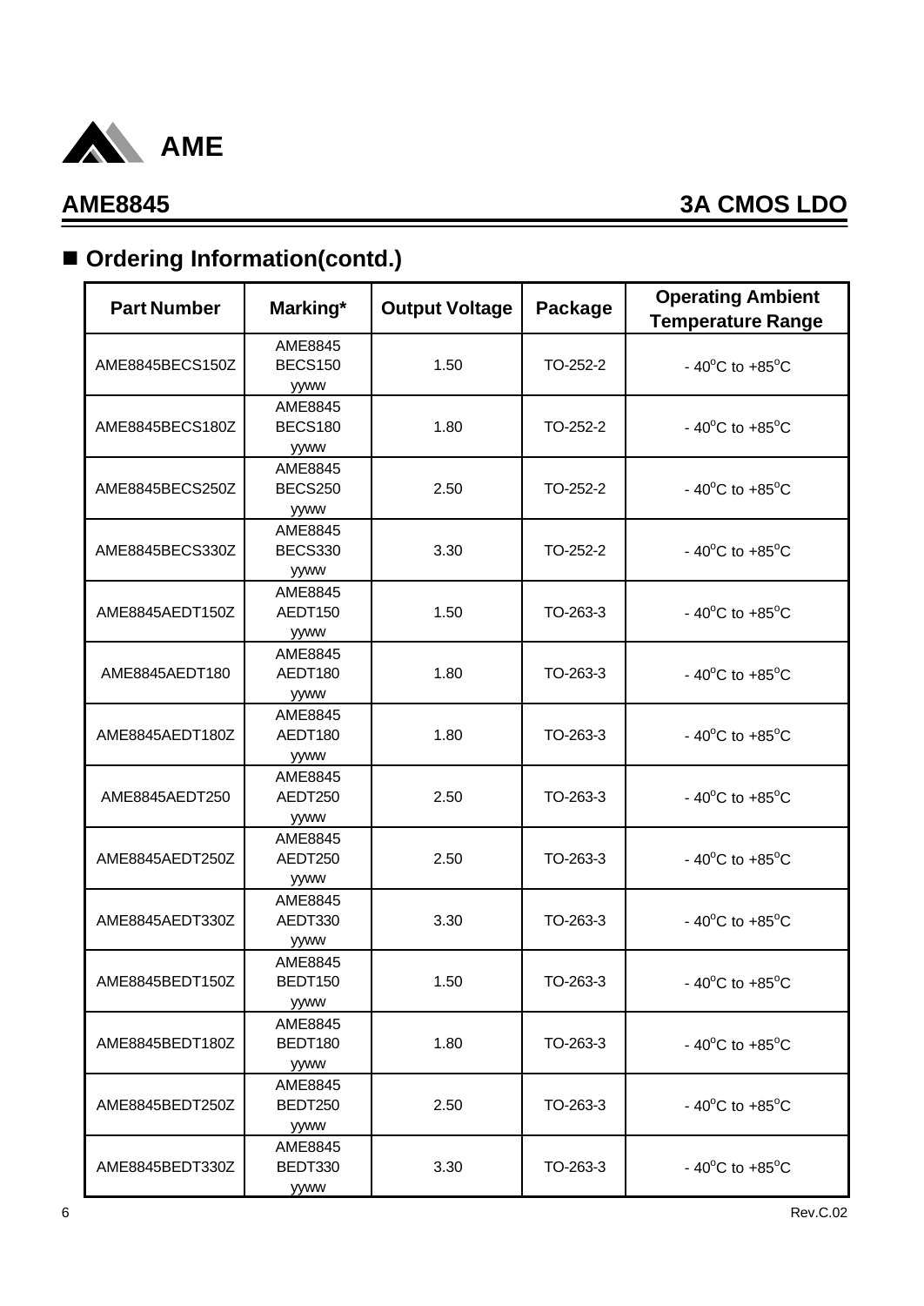## Ordering Information(contd.)

| Part Number | Marking* | Output Voltage | Package | Operating Ambient Temperature Range |
|---|---|---|---|---|
| AME8845BECS150Z | AME8845 BECS150 yyww | 1.50 | TO-252-2 | - 40°C to +85°C |
| AME8845BECS180Z | AME8845 BECS180 yyww | 1.80 | TO-252-2 | - 40°C to +85°C |
| AME8845BECS250Z | AME8845 BECS250 yyww | 2.50 | TO-252-2 | - 40°C to +85°C |
| AME8845BECS330Z | AME8845 BECS330 yyww | 3.30 | TO-252-2 | - 40°C to +85°C |
| AME8845AEDT150Z | AME8845 AEDT150 yyww | 1.50 | TO-263-3 | - 40°C to +85°C |
| AME8845AEDT180 | AME8845 AEDT180 yyww | 1.80 | TO-263-3 | - 40°C to +85°C |
| AME8845AEDT180Z | AME8845 AEDT180 yyww | 1.80 | TO-263-3 | - 40°C to +85°C |
| AME8845AEDT250 | AME8845 AEDT250 yyww | 2.50 | TO-263-3 | - 40°C to +85°C |
| AME8845AEDT250Z | AME8845 AEDT250 yyww | 2.50 | TO-263-3 | - 40°C to +85°C |
| AME8845AEDT330Z | AME8845 AEDT330 yyww | 3.30 | TO-263-3 | - 40°C to +85°C |
| AME8845BEDT150Z | AME8845 BEDT150 yyww | 1.50 | TO-263-3 | - 40°C to +85°C |
| AME8845BEDT180Z | AME8845 BEDT180 yyww | 1.80 | TO-263-3 | - 40°C to +85°C |
| AME8845BEDT250Z | AME8845 BEDT250 yyww | 2.50 | TO-263-3 | - 40°C to +85°C |
| AME8845BEDT330Z | AME8845 BEDT330 yyww | 3.30 | TO-263-3 | - 40°C to +85°C |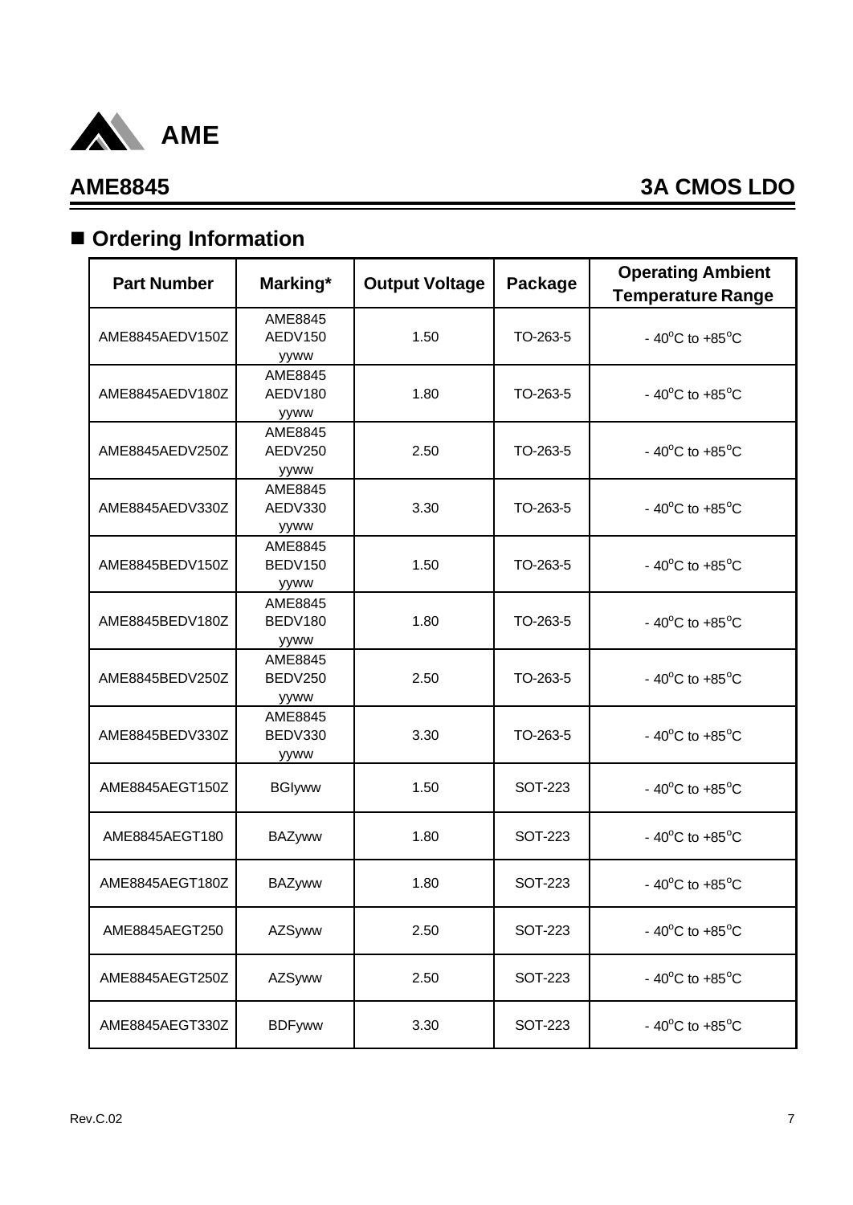## ■ Ordering Information

| Part Number | Marking* | Output Voltage | Package | Operating Ambient Temperature Range |
|---|---|---|---|---|
| AME8845AEDV150Z | AME8845 AEDV150 yyww | 1.50 | TO-263-5 | - 40°C to +85°C |
| AME8845AEDV180Z | AME8845 AEDV180 yyww | 1.80 | TO-263-5 | - 40°C to +85°C |
| AME8845AEDV250Z | AME8845 AEDV250 yyww | 2.50 | TO-263-5 | - 40°C to +85°C |
| AME8845AEDV330Z | AME8845 AEDV330 yyww | 3.30 | TO-263-5 | - 40°C to +85°C |
| AME8845BEDV150Z | AME8845 BEDV150 yyww | 1.50 | TO-263-5 | - 40°C to +85°C |
| AME8845BEDV180Z | AME8845 BEDV180 yyww | 1.80 | TO-263-5 | - 40°C to +85°C |
| AME8845BEDV250Z | AME8845 BEDV250 yyww | 2.50 | TO-263-5 | - 40°C to +85°C |
| AME8845BEDV330Z | AME8845 BEDV330 yyww | 3.30 | TO-263-5 | - 40°C to +85°C |
| AME8845AEGT150Z | BGIyww | 1.50 | SOT-223 | - 40°C to +85°C |
| AME8845AEGT180 | BAZyww | 1.80 | SOT-223 | - 40°C to +85°C |
| AME8845AEGT180Z | BAZyww | 1.80 | SOT-223 | - 40°C to +85°C |
| AME8845AEGT250 | AZSyww | 2.50 | SOT-223 | - 40°C to +85°C |
| AME8845AEGT250Z | AZSyww | 2.50 | SOT-223 | - 40°C to +85°C |
| AME8845AEGT330Z | BDFyww | 3.30 | SOT-223 | - 40°C to +85°C |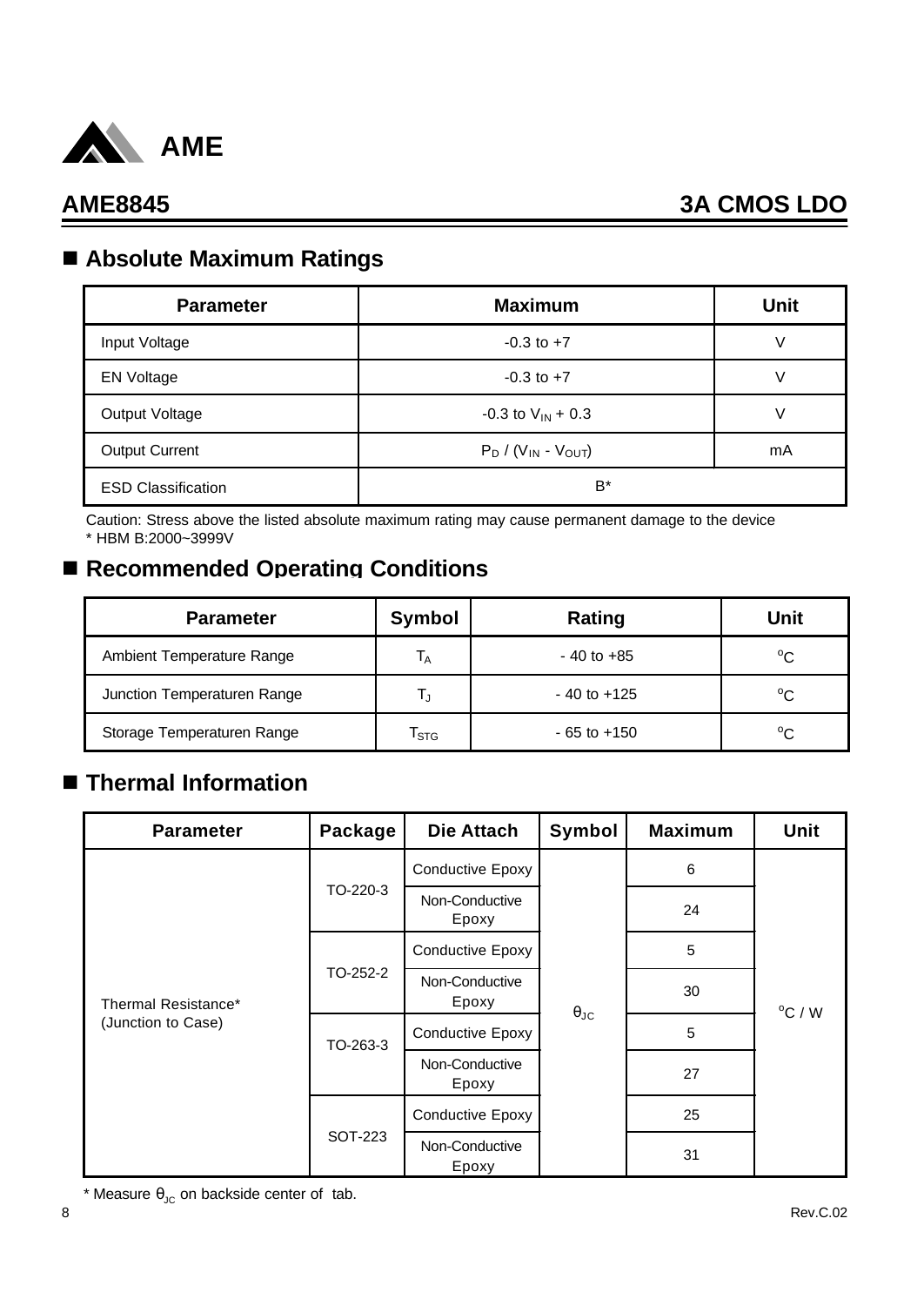## AME8845 3A CMOS LDO

## ■ Absolute Maximum Ratings

| Parameter | Maximum | Unit |
|---|---|---|
| Input Voltage | -0.3 to +7 | V |
| EN Voltage | -0.3 to +7 | V |
| Output Voltage | -0.3 to $V_{IN}$ + 0.3 | V |
| Output Current | $P_D$ / ($V_{IN}$ - $V_{OUT}$) | mA |
| ESD Classification | B* | |

Caution: Stress above the listed absolute maximum rating may cause permanent damage to the device
* HBM B:2000~3999V

## ■ Recommended Operating Conditions

| Parameter | Symbol | Rating | Unit |
|---|---|---|---|
| Ambient Temperature Range | $T_A$ | - 40 to +85 | $^oC$ |
| Junction Temperaturen Range | $T_J$ | - 40 to +125 | $^oC$ |
| Storage Temperaturen Range | $T_{STG}$ | - 65 to +150 | $^oC$ |

## ■ Thermal Information

| Parameter | Package | Die Attach | Symbol | Maximum | Unit |
|---|---|---|---|---|---|
| Thermal Resistance* (Junction to Case) | TO-220-3 | Conductive Epoxy | $\theta_{JC}$ | 6 | $^oC$ / W |
| | | Non-Conductive Epoxy | | 24 | |
| | TO-252-2 | Conductive Epoxy | | 5 | |
| | | Non-Conductive Epoxy | | 30 | |
| | TO-263-3 | Conductive Epoxy | | 5 | |
| | | Non-Conductive Epoxy | | 27 | |
| | SOT-223 | Conductive Epoxy | | 25 | |
| | | Non-Conductive Epoxy | | 31 | |

* Measure $\theta_{JC}$ on backside center of tab.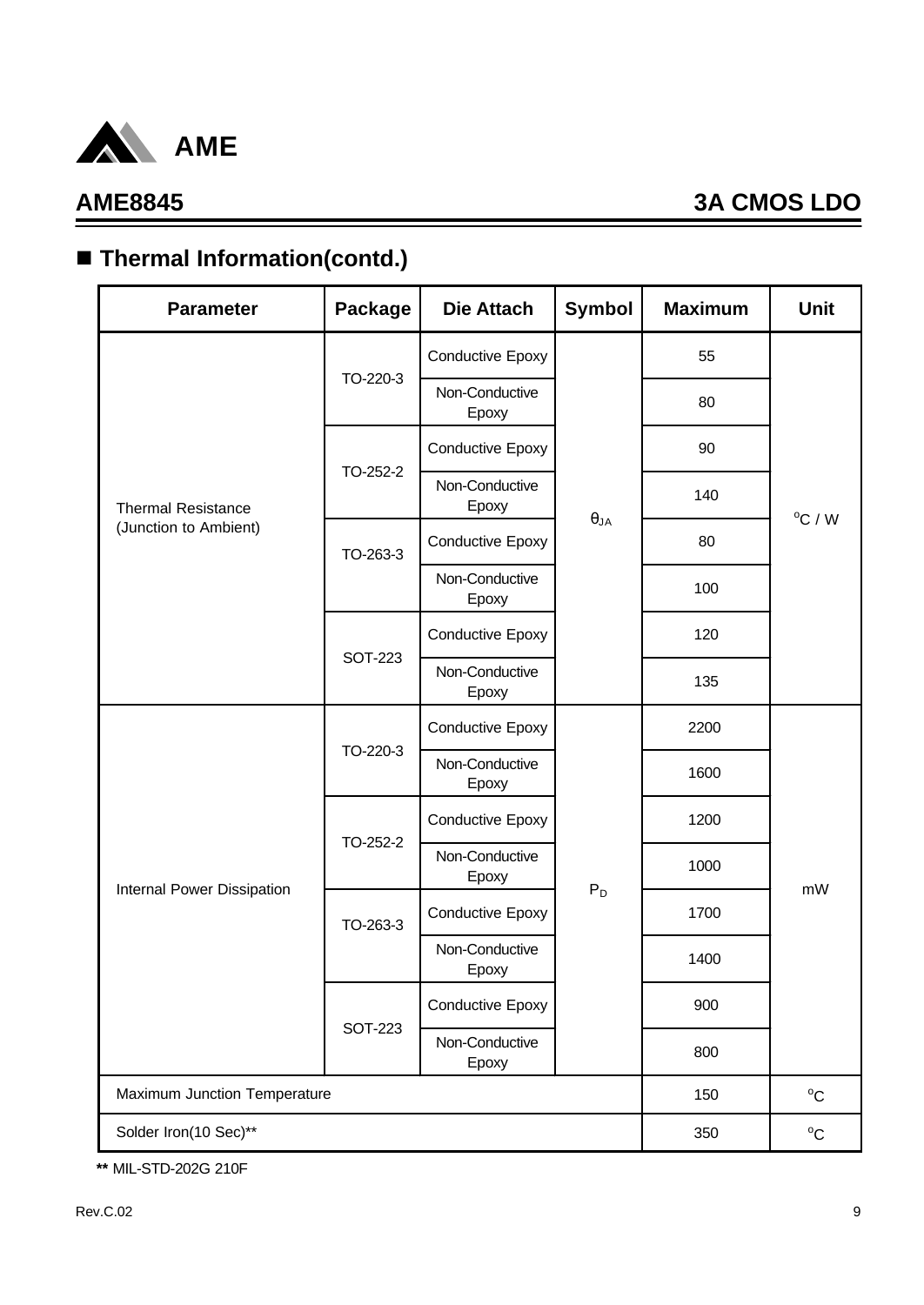## ■ Thermal Information(contd.)

| Parameter | Package | Die Attach | Symbol | Maximum | Unit |
|---|---|---|---|---|---|
| Thermal Resistance (Junction to Ambient) | TO-220-3 | Conductive Epoxy | $\theta_{JA}$ | 55 | $^oC$ / W |
| | | Non-Conductive Epoxy | | 80 | |
| | TO-252-2 | Conductive Epoxy | | 90 | |
| | | Non-Conductive Epoxy | | 140 | |
| | TO-263-3 | Conductive Epoxy | | 80 | |
| | | Non-Conductive Epoxy | | 100 | |
| | SOT-223 | Conductive Epoxy | | 120 | |
| | | Non-Conductive Epoxy | | 135 | |
| Internal Power Dissipation | TO-220-3 | Conductive Epoxy | $P_D$ | 2200 | mW |
| | | Non-Conductive Epoxy | | 1600 | |
| | TO-252-2 | Conductive Epoxy | | 1200 | |
| | | Non-Conductive Epoxy | | 1000 | |
| | TO-263-3 | Conductive Epoxy | | 1700 | |
| | | Non-Conductive Epoxy | | 1400 | |
| | SOT-223 | Conductive Epoxy | | 900 | |
| | | Non-Conductive Epoxy | | 800 | |
| Maximum Junction Temperature | | | | 150 | $^oC$ |
| Solder Iron(10 Sec)** | | | | 350 | $^oC$ |

**** MIL-STD-202G 210F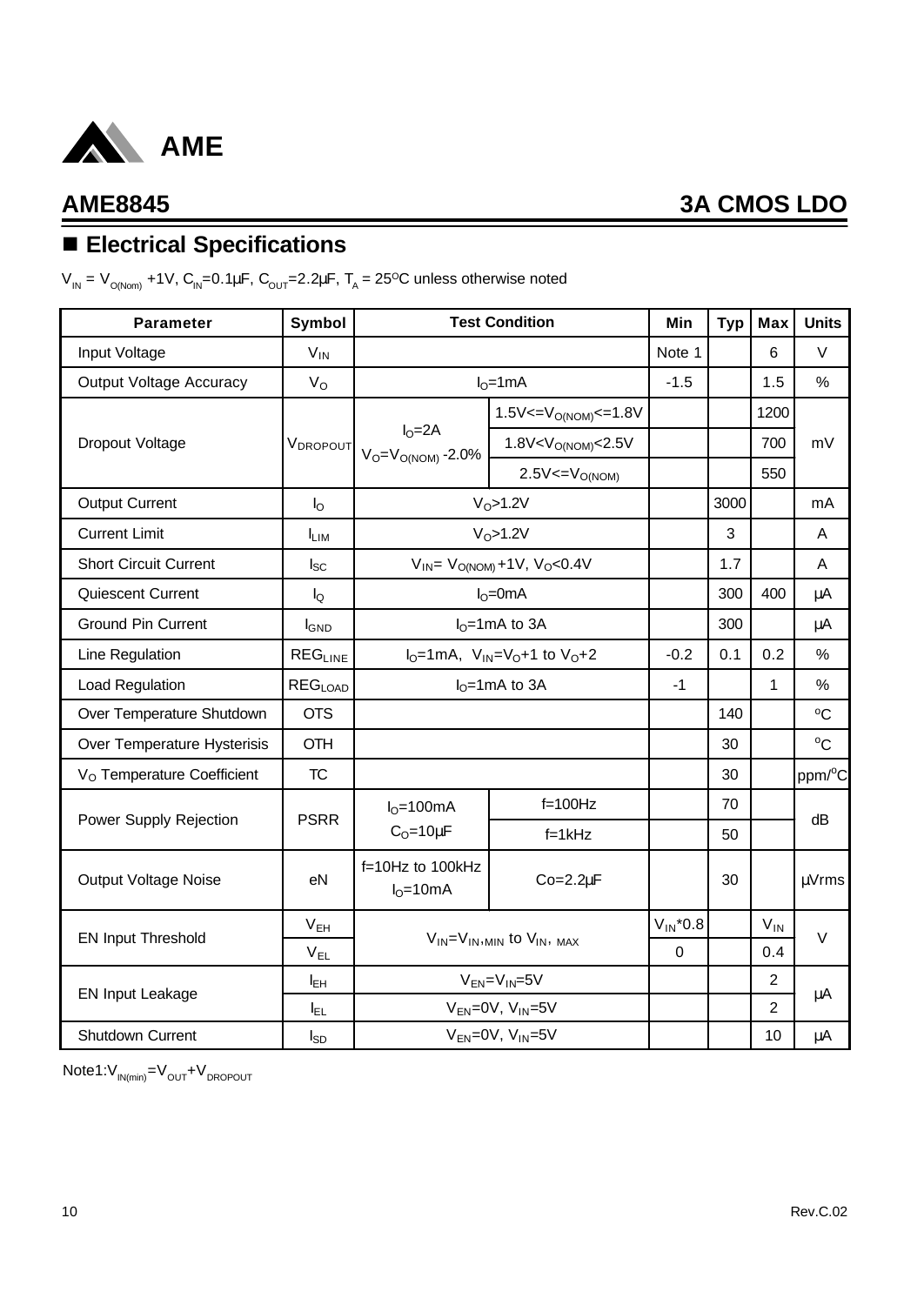## AME8845 3A CMOS LDO

## ■ Electrical Specifications

$V_{IN} = V_{O(Nom)} + 1V$, $C_{IN}=0.1\mu F$, $C_{OUT}=2.2\mu F$, $T_A = 25^oC$ unless otherwise noted

| Parameter | Symbol | Test Condition | | Min | Typ | Max | Units |
|---|---|---|---|---|---|---|---|
| Input Voltage | $V_{IN}$ | | | Note 1 | | 6 | V |
| Output Voltage Accuracy | $V_O$ | $I_O$=1mA | | -1.5 | | 1.5 | % |
| Dropout Voltage | $V_{DROPOUT}$ | $I_O$=2A $V_O=V_{O(NOM)}$ -2.0% | $1.5V<=V_{O(NOM)}<=1.8V$ | | | 1200 | mV |
| | | | $1.8V<V_{O(NOM)}<2.5V$ | | | 700 | |
| | | | $2.5V<=V_{O(NOM)}$ | | | 550 | |
| Output Current | $I_O$ | $V_O$>1.2V | | | 3000 | | mA |
| Current Limit | $I_{LIM}$ | $V_O$>1.2V | | | 3 | | A |
| Short Circuit Current | $I_{SC}$ | $V_{IN}= V_{O(NOM)}+1V$, $V_O$<0.4V | | | 1.7 | | A |
| Quiescent Current | $I_Q$ | $I_O$=0mA | | | 300 | 400 | μA |
| Ground Pin Current | $I_{GND}$ | $I_O$=1mA to 3A | | | 300 | | μA |
| Line Regulation | $REG_{LINE}$ | $I_O$=1mA, $V_{IN}=V_O+1$ to $V_O+2$ | | -0.2 | 0.1 | 0.2 | % |
| Load Regulation | $REG_{LOAD}$ | $I_O$=1mA to 3A | | -1 | | 1 | % |
| Over Temperature Shutdown | OTS | | | | 140 | | $^oC$ |
| Over Temperature Hysterisis | OTH | | | | 30 | | $^oC$ |
| $V_O$ Temperature Coefficient | TC | | | | 30 | | ppm/$^oC$ |
| Power Supply Rejection | PSRR | $I_O$=100mA $C_O$=10μF | f=100Hz | | 70 | | dB |
| | | | f=1kHz | | 50 | | |
| Output Voltage Noise | eN | f=10Hz to 100kHz $I_O$=10mA | Co=2.2μF | | 30 | | μVrms |
| EN Input Threshold | $V_{EH}$ | $V_{IN}=V_{IN,MIN}$ to $V_{IN,MAX}$ | | $V_{IN}$*0.8 | | $V_{IN}$ | V |
| | $V_{EL}$ | | | 0 | | 0.4 | |
| EN Input Leakage | $I_{EH}$ | $V_{EN}=V_{IN}$=5V | | | | 2 | μA |
| | $I_{EL}$ | $V_{EN}$=0V, $V_{IN}$=5V | | | | 2 | |
| Shutdown Current | $I_{SD}$ | $V_{EN}$=0V, $V_{IN}$=5V | | | | 10 | μA |

Note1: $V_{IN(min)}=V_{OUT}+V_{DROPOUT}$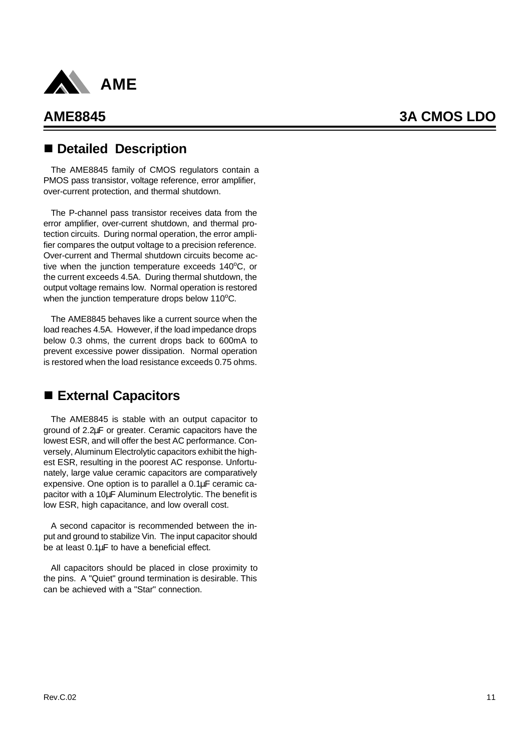## ■ Detailed Description

The AME8845 family of CMOS regulators contain a PMOS pass transistor, voltage reference, error amplifier, over-current protection, and thermal shutdown.

The P-channel pass transistor receives data from the error amplifier, over-current shutdown, and thermal protection circuits. During normal operation, the error amplifier compares the output voltage to a precision reference. Over-current and Thermal shutdown circuits become active when the junction temperature exceeds 140°C, or the current exceeds 4.5A. During thermal shutdown, the output voltage remains low. Normal operation is restored when the junction temperature drops below 110°C.

The AME8845 behaves like a current source when the load reaches 4.5A. However, if the load impedance drops below 0.3 ohms, the current drops back to 600mA to prevent excessive power dissipation. Normal operation is restored when the load resistance exceeds 0.75 ohms.

## ■ External Capacitors

The AME8845 is stable with an output capacitor to ground of 2.2µF or greater. Ceramic capacitors have the lowest ESR, and will offer the best AC performance. Conversely, Aluminum Electrolytic capacitors exhibit the highest ESR, resulting in the poorest AC response. Unfortunately, large value ceramic capacitors are comparatively expensive. One option is to parallel a 0.1µF ceramic capacitor with a 10µF Aluminum Electrolytic. The benefit is low ESR, high capacitance, and low overall cost.

A second capacitor is recommended between the input and ground to stabilize Vin. The input capacitor should be at least 0.1µF to have a beneficial effect.

All capacitors should be placed in close proximity to the pins. A "Quiet" ground termination is desirable. This can be achieved with a "Star" connection.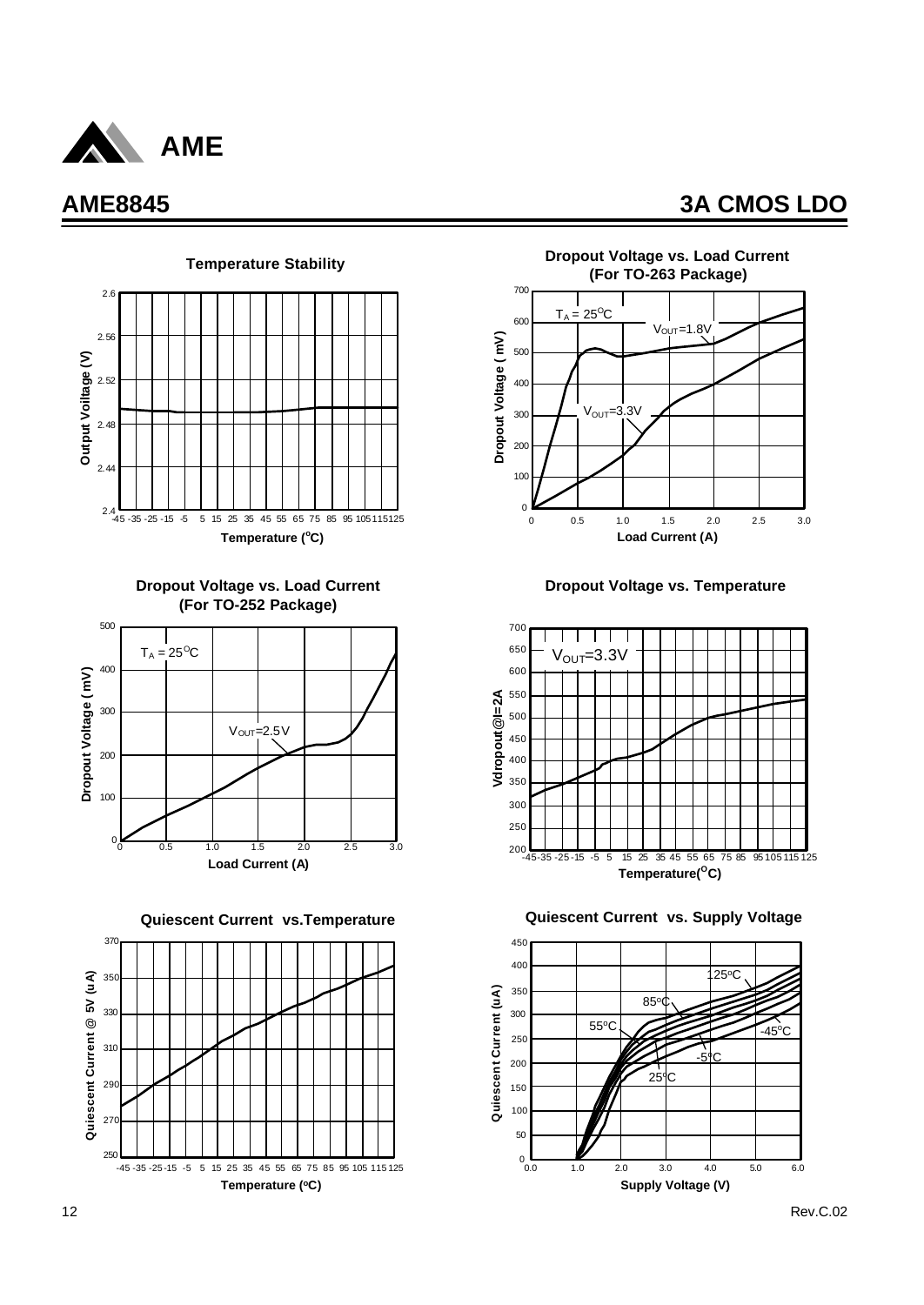## AME8845 3A CMOS LDO

**Temperature Stability**

Output Voltage (V) vs. Temperature (°C)

**Dropout Voltage vs. Load Current (For TO-263 Package)**

$T_A = 25^{O}C$

$V_{OUT}$=1.8V

$V_{OUT}$=3.3V

Dropout Voltage (mV) vs. Load Current (A)

**Dropout Voltage vs. Load Current (For TO-252 Package)**

$T_A = 25^{O}C$

$V_{OUT}$=2.5V

Dropout Voltage (mV) vs. Load Current (A)

**Dropout Voltage vs. Temperature**

$V_{OUT}$=3.3V

Vdropout@I=2A vs. Temperature(°C)

**Quiescent Current vs.Temperature**

Quiescent Current @ 5V (uA) vs. Temperature (°C)

**Quiescent Current vs. Supply Voltage**

125°C, 85°C, 55°C, -45°C, -5°C, 25°C

Quiescent Current (uA) vs. Supply Voltage (V)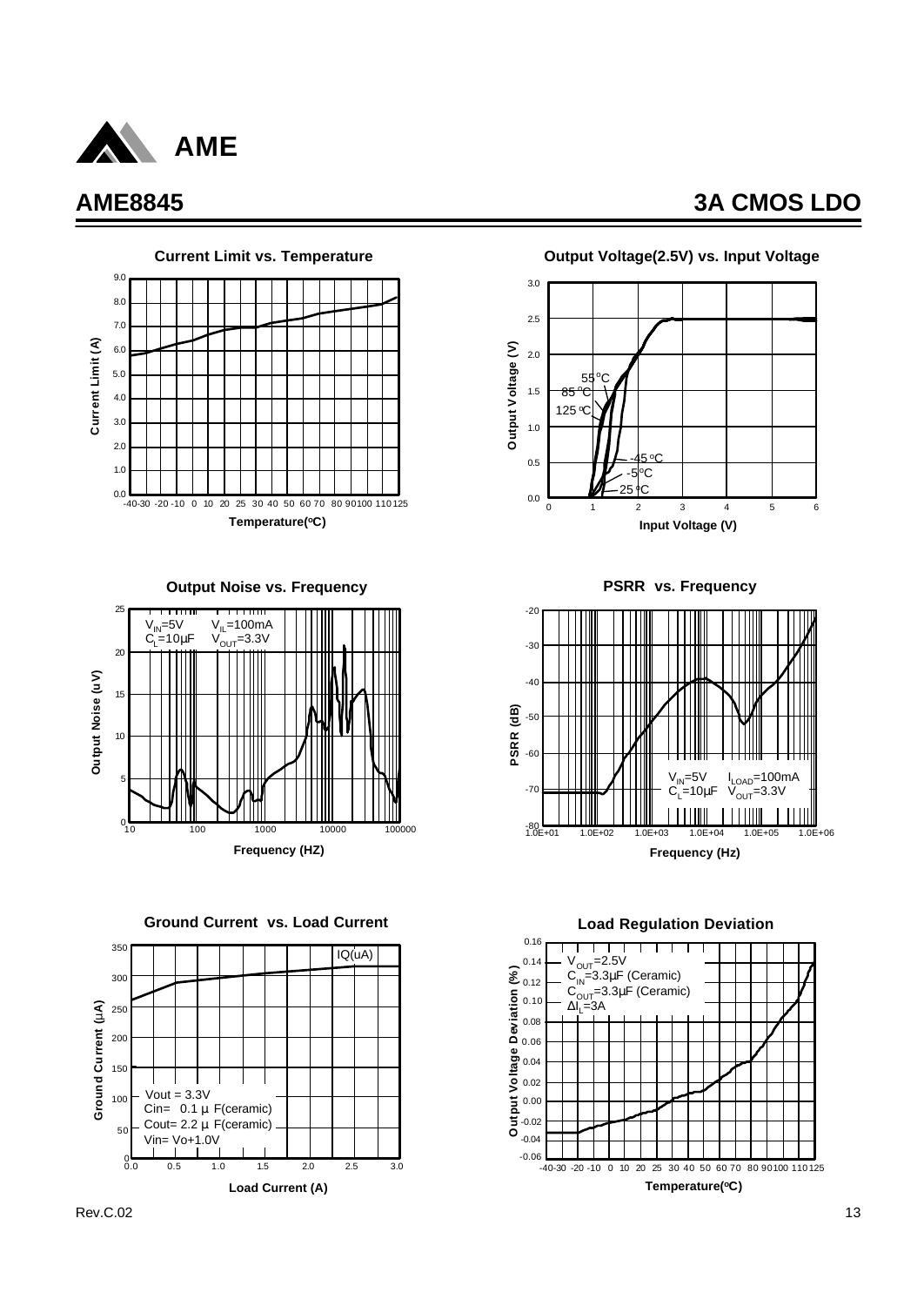# AME8845

## 3A CMOS LDO

**Current Limit vs. Temperature**

Current Limit (A): 0.0, 1.0, 2.0, 3.0, 4.0, 5.0, 6.0, 7.0, 8.0, 9.0

Temperature(°C): -40 -30 -20 -10 0 10 20 25 30 40 50 60 70 80 90 100 110 125

**Output Voltage(2.5V) vs. Input Voltage**

Output Voltage (V): 0.0, 0.5, 1.0, 1.5, 2.0, 2.5, 3.0

Input Voltage (V): 0, 1, 2, 3, 4, 5, 6

55°C, 85°C, 125°C, -45°C, -5°C, 25°C

**Output Noise vs. Frequency**

$V_{IN}$=5V $V_{IL}$=100mA

$C_L$=10µF $V_{OUT}$=3.3V

Output Noise (uV): 0, 5, 10, 15, 20, 25

Frequency (HZ): 10, 100, 1000, 10000, 100000

**PSRR vs. Frequency**

$V_{IN}$=5V $I_{LOAD}$=100mA

$C_L$=10µF $V_{OUT}$=3.3V

PSRR (dB): -80, -70, -60, -50, -40, -30, -20

Frequency (Hz): 1.0E+01, 1.0E+02, 1.0E+03, 1.0E+04, 1.0E+05, 1.0E+06

**Ground Current vs. Load Current**

IQ(uA)

Vout = 3.3V

Cin= 0.1 µ F(ceramic)

Cout= 2.2 µ F(ceramic)

Vin= Vo+1.0V

Ground Current (µA): 0, 50, 100, 150, 200, 250, 300, 350

Load Current (A): 0.0, 0.5, 1.0, 1.5, 2.0, 2.5, 3.0

**Load Regulation Deviation**

$V_{OUT}$=2.5V

$C_{IN}$=3.3µF (Ceramic)

$C_{OUT}$=3.3µF (Ceramic)

$\Delta I_L$=3A

Output Voltage Deviation (%): -0.06, -0.04, -0.02, 0.00, 0.02, 0.04, 0.06, 0.08, 0.10, 0.12, 0.14, 0.16

Temperature(°C): -40 -30 -20 -10 0 10 20 25 30 40 50 60 70 80 90 100 110 125

Rev.C.02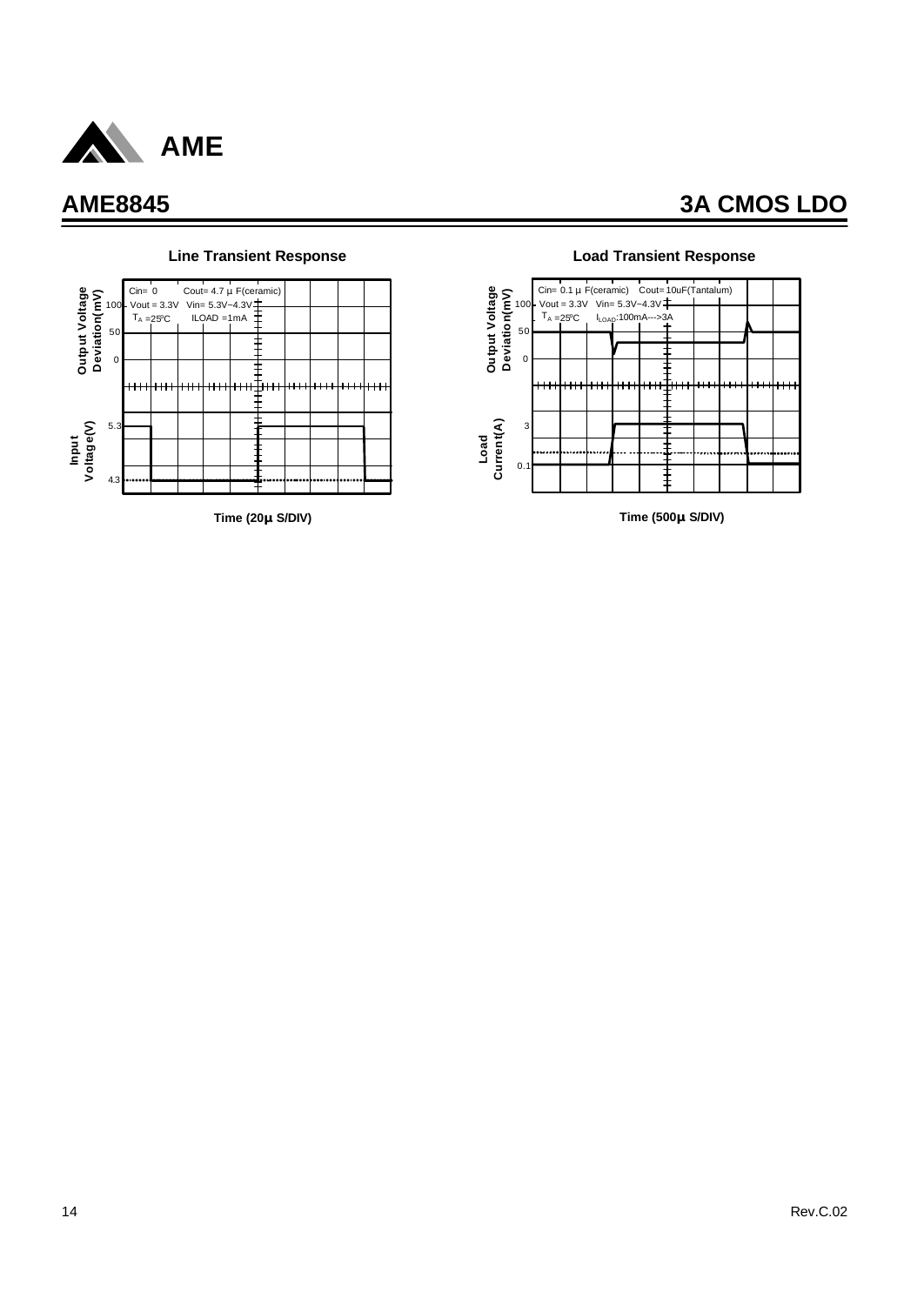## Line Transient Response

Cin= 0  Cout= 4.7 µF(ceramic)
Vout = 3.3V  Vin= 5.3V~4.3V
$T_A$ =25°C  ILOAD =1mA

Output Voltage Deviation(mV): 100, 50, 0

Input Voltage(V): 5.3, 4.3

Time (20µ S/DIV)

## Load Transient Response

Cin= 0.1 µF(ceramic)  Cout= 10uF(Tantalum)
Vout = 3.3V  Vin= 5.3V~4.3V
$T_A$ =25°C  $I_{LOAD}$:100mA--->3A

Output Voltage Deviation(mV): 100, 50, 0

Load Current(A): 3, 0.1

Time (500µ S/DIV)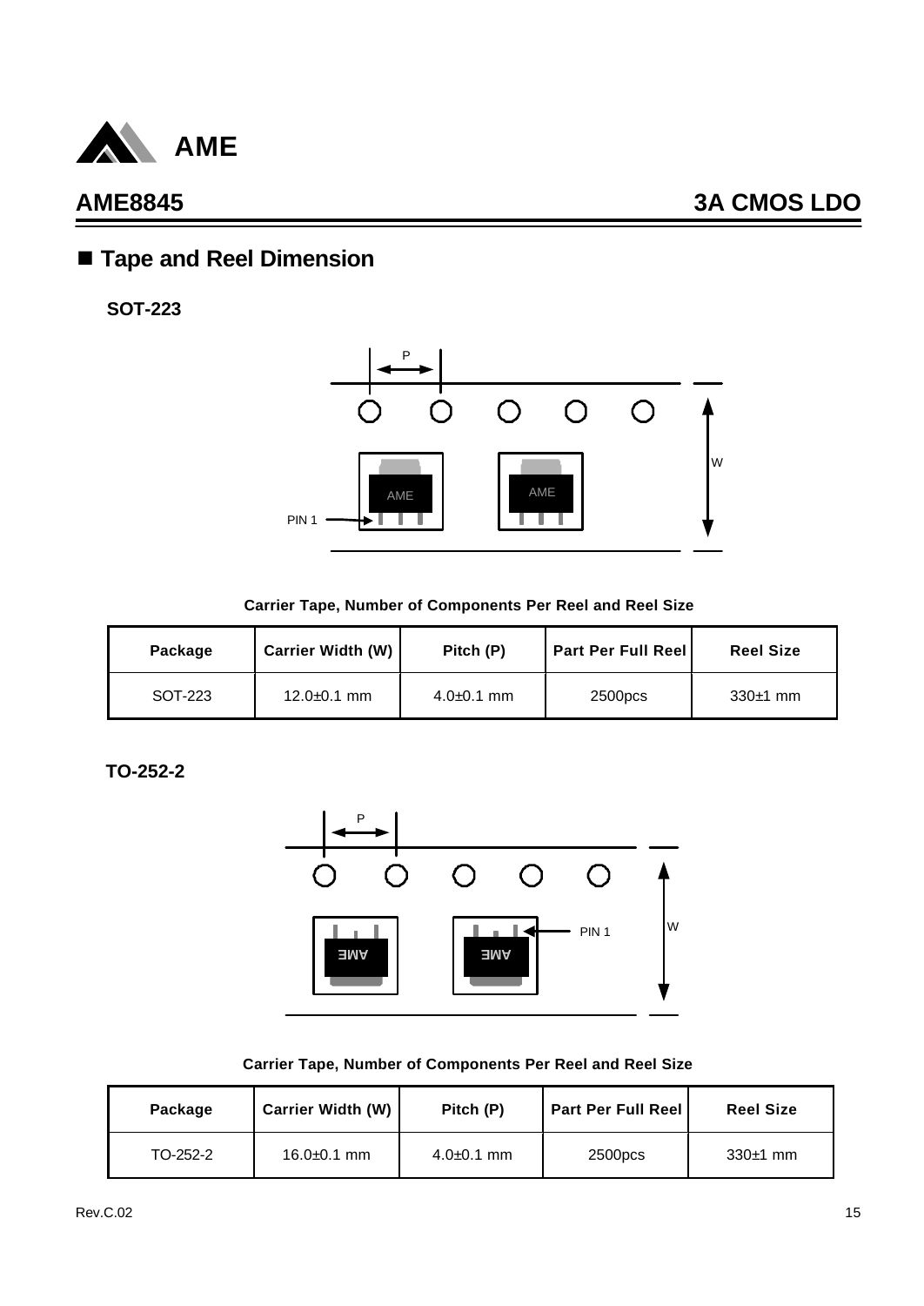## ■ Tape and Reel Dimension

**SOT-223**

**Carrier Tape, Number of Components Per Reel and Reel Size**

| Package | Carrier Width (W) | Pitch (P) | Part Per Full Reel | Reel Size |
|---|---|---|---|---|
| SOT-223 | 12.0±0.1 mm | 4.0±0.1 mm | 2500pcs | 330±1 mm |

**TO-252-2**

**Carrier Tape, Number of Components Per Reel and Reel Size**

| Package | Carrier Width (W) | Pitch (P) | Part Per Full Reel | Reel Size |
|---|---|---|---|---|
| TO-252-2 | 16.0±0.1 mm | 4.0±0.1 mm | 2500pcs | 330±1 mm |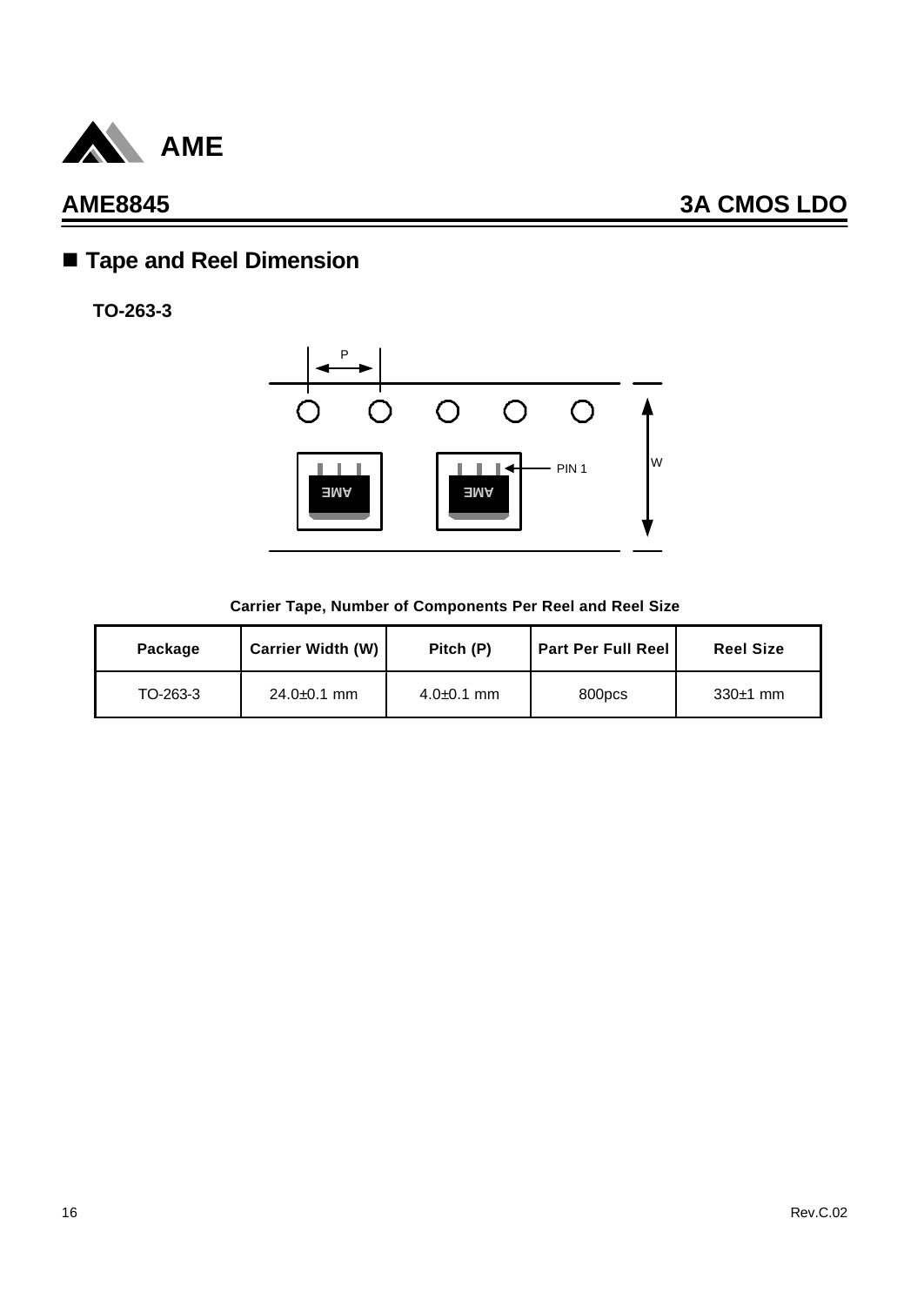## ■ Tape and Reel Dimension

**TO-263-3**

**Carrier Tape, Number of Components Per Reel and Reel Size**

| Package | Carrier Width (W) | Pitch (P) | Part Per Full Reel | Reel Size |
|---|---|---|---|---|
| TO-263-3 | 24.0±0.1 mm | 4.0±0.1 mm | 800pcs | 330±1 mm |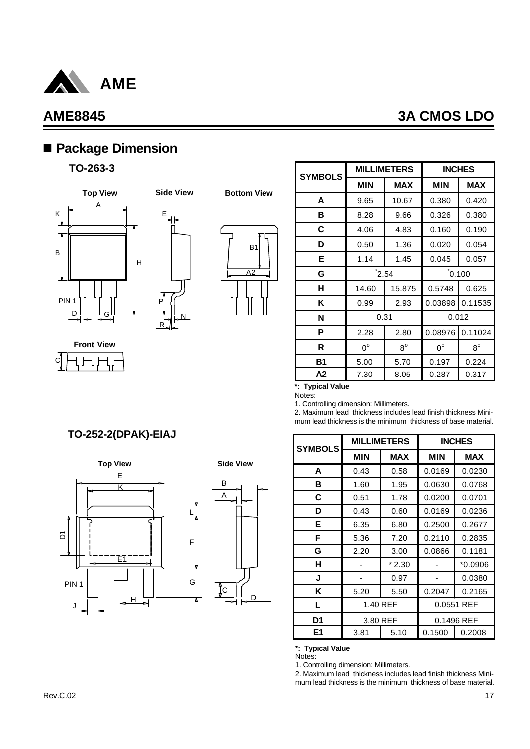## AME8845 3A CMOS LDO

## ■ Package Dimension

### TO-263-3

Top View / Side View / Bottom View / Front View

| SYMBOLS | MILLIMETERS | | INCHES | |
|---|---|---|---|---|
| | MIN | MAX | MIN | MAX |
| A | 9.65 | 10.67 | 0.380 | 0.420 |
| B | 8.28 | 9.66 | 0.326 | 0.380 |
| C | 4.06 | 4.83 | 0.160 | 0.190 |
| D | 0.50 | 1.36 | 0.020 | 0.054 |
| E | 1.14 | 1.45 | 0.045 | 0.057 |
| G | *2.54 | | *0.100 | |
| H | 14.60 | 15.875 | 0.5748 | 0.625 |
| K | 0.99 | 2.93 | 0.03898 | 0.11535 |
| N | 0.31 | | 0.012 | |
| P | 2.28 | 2.80 | 0.08976 | 0.11024 |
| R | $0^o$ | $8^o$ | $0^o$ | $8^o$ |
| B1 | 5.00 | 5.70 | 0.197 | 0.224 |
| A2 | 7.30 | 8.05 | 0.287 | 0.317 |

**\*: Typical Value**

Notes:

1. Controlling dimension: Millimeters.
2. Maximum lead thickness includes lead finish thickness Minimum lead thickness is the minimum thickness of base material.

### TO-252-2(DPAK)-EIAJ

Top View / Side View

| SYMBOLS | MILLIMETERS | | INCHES | |
|---|---|---|---|---|
| | MIN | MAX | MIN | MAX |
| A | 0.43 | 0.58 | 0.0169 | 0.0230 |
| B | 1.60 | 1.95 | 0.0630 | 0.0768 |
| C | 0.51 | 1.78 | 0.0200 | 0.0701 |
| D | 0.43 | 0.60 | 0.0169 | 0.0236 |
| E | 6.35 | 6.80 | 0.2500 | 0.2677 |
| F | 5.36 | 7.20 | 0.2110 | 0.2835 |
| G | 2.20 | 3.00 | 0.0866 | 0.1181 |
| H | - | * 2.30 | - | *0.0906 |
| J | - | 0.97 | - | 0.0380 |
| K | 5.20 | 5.50 | 0.2047 | 0.2165 |
| L | 1.40 REF | | 0.0551 REF | |
| D1 | 3.80 REF | | 0.1496 REF | |
| E1 | 3.81 | 5.10 | 0.1500 | 0.2008 |

**\*: Typical Value**

Notes:

1. Controlling dimension: Millimeters.
2. Maximum lead thickness includes lead finish thickness Minimum lead thickness is the minimum thickness of base material.

Rev.C.02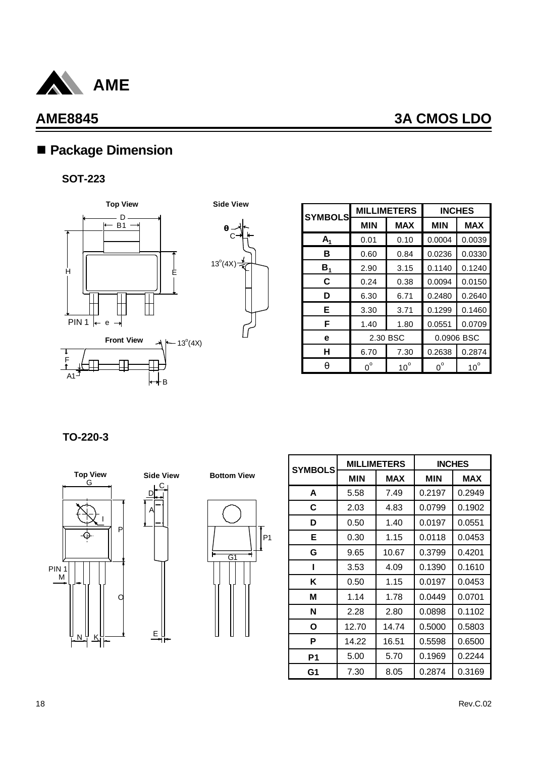## AME8845 3A CMOS LDO

## ■ Package Dimension

### SOT-223

| SYMBOLS | MILLIMETERS | | INCHES | |
|---|---|---|---|---|
| | MIN | MAX | MIN | MAX |
| $A_1$ | 0.01 | 0.10 | 0.0004 | 0.0039 |
| B | 0.60 | 0.84 | 0.0236 | 0.0330 |
| $B_1$ | 2.90 | 3.15 | 0.1140 | 0.1240 |
| C | 0.24 | 0.38 | 0.0094 | 0.0150 |
| D | 6.30 | 6.71 | 0.2480 | 0.2640 |
| E | 3.30 | 3.71 | 0.1299 | 0.1460 |
| F | 1.40 | 1.80 | 0.0551 | 0.0709 |
| e | 2.30 BSC | | 0.0906 BSC | |
| H | 6.70 | 7.30 | 0.2638 | 0.2874 |
| θ | $0^{o}$ | $10^{o}$ | $0^{o}$ | $10^{o}$ |

### TO-220-3

| SYMBOLS | MILLIMETERS | | INCHES | |
|---|---|---|---|---|
| | MIN | MAX | MIN | MAX |
| A | 5.58 | 7.49 | 0.2197 | 0.2949 |
| C | 2.03 | 4.83 | 0.0799 | 0.1902 |
| D | 0.50 | 1.40 | 0.0197 | 0.0551 |
| E | 0.30 | 1.15 | 0.0118 | 0.0453 |
| G | 9.65 | 10.67 | 0.3799 | 0.4201 |
| I | 3.53 | 4.09 | 0.1390 | 0.1610 |
| K | 0.50 | 1.15 | 0.0197 | 0.0453 |
| M | 1.14 | 1.78 | 0.0449 | 0.0701 |
| N | 2.28 | 2.80 | 0.0898 | 0.1102 |
| O | 12.70 | 14.74 | 0.5000 | 0.5803 |
| P | 14.22 | 16.51 | 0.5598 | 0.6500 |
| P1 | 5.00 | 5.70 | 0.1969 | 0.2244 |
| G1 | 7.30 | 8.05 | 0.2874 | 0.3169 |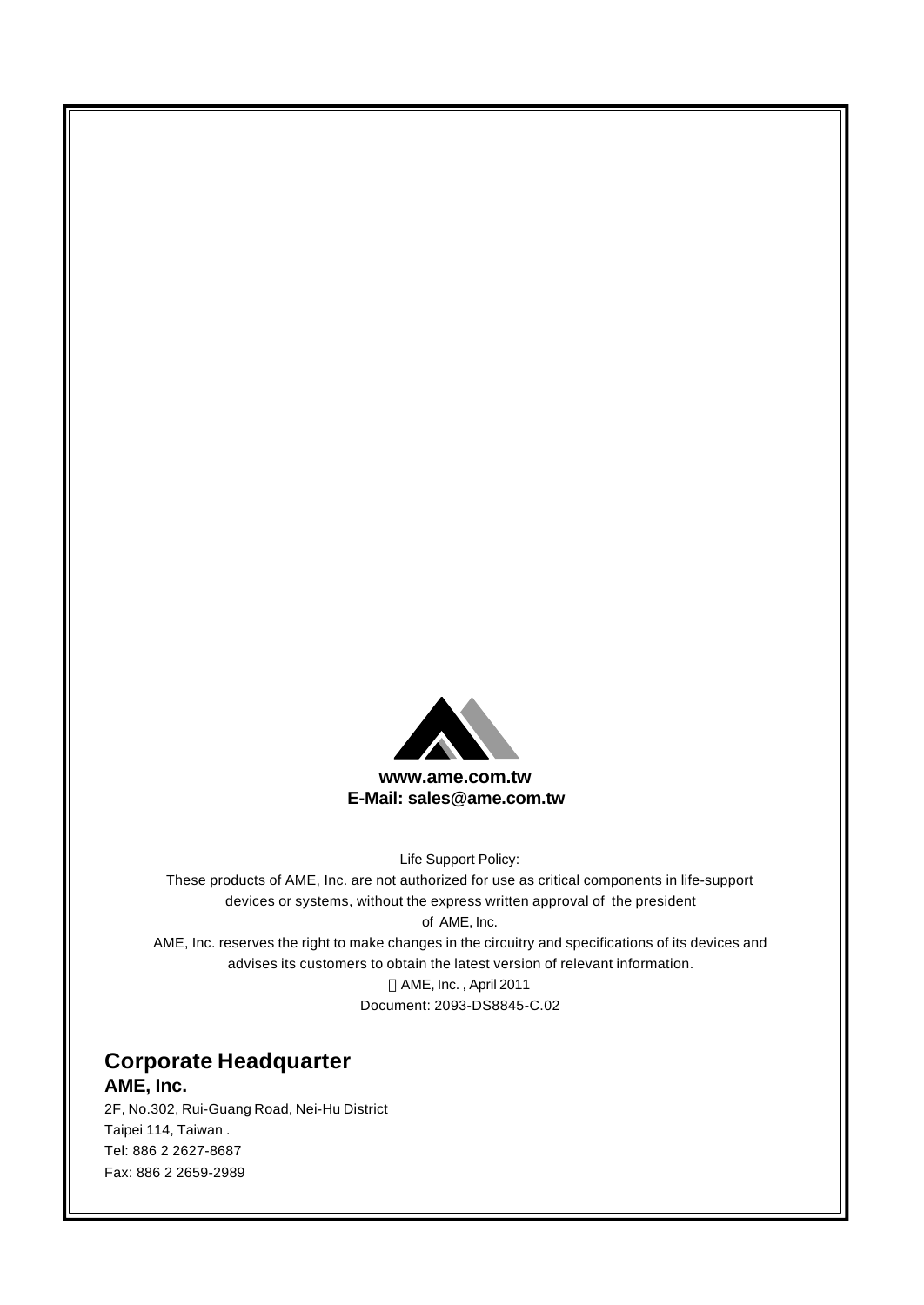**www.ame.com.tw**
**E-Mail: sales@ame.com.tw**

Life Support Policy:
These products of AME, Inc. are not authorized for use as critical components in life-support devices or systems, without the express written approval of the president of AME, Inc.

AME, Inc. reserves the right to make changes in the circuitry and specifications of its devices and advises its customers to obtain the latest version of relevant information.

 AME, Inc. , April 2011
Document: 2093-DS8845-C.02

## Corporate Headquarter

**AME, Inc.**

2F, No.302, Rui-Guang Road, Nei-Hu District
Taipei 114, Taiwan .
Tel: 886 2 2627-8687
Fax: 886 2 2659-2989